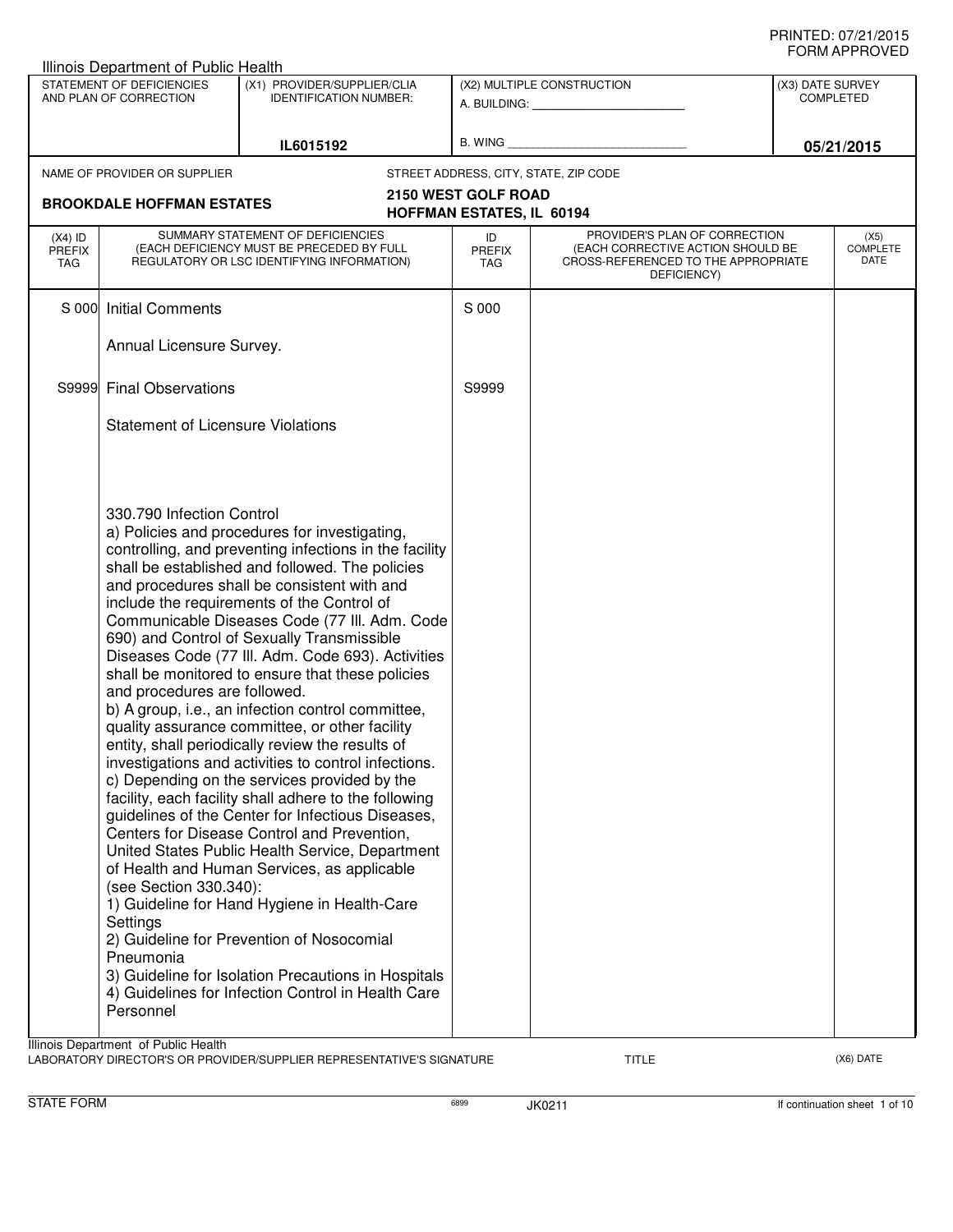PRINTED: 07/21/2015
FORM APPROVED

Illinois Department of Public Health

| STATEMENT OF DEFICIENCIES AND PLAN OF CORRECTION | (X1) PROVIDER/SUPPLIER/CLIA IDENTIFICATION NUMBER: | (X2) MULTIPLE CONSTRUCTION | (X3) DATE SURVEY COMPLETED |
|---|---|---|---|
| | IL6015192 | A. BUILDING: ______ B. WING ______ | 05/21/2015 |

NAME OF PROVIDER OR SUPPLIER: **BROOKDALE HOFFMAN ESTATES**

STREET ADDRESS, CITY, STATE, ZIP CODE: **2150 WEST GOLF ROAD HOFFMAN ESTATES, IL 60194**

| (X4) ID PREFIX TAG | SUMMARY STATEMENT OF DEFICIENCIES (EACH DEFICIENCY MUST BE PRECEDED BY FULL REGULATORY OR LSC IDENTIFYING INFORMATION) | ID PREFIX TAG | PROVIDER'S PLAN OF CORRECTION (EACH CORRECTIVE ACTION SHOULD BE CROSS-REFERENCED TO THE APPROPRIATE DEFICIENCY) | (X5) COMPLETE DATE |
|---|---|---|---|---|
| S 000 | Initial Comments<br><br>Annual Licensure Survey. | S 000 | | |
| S9999 | Final Observations<br><br>Statement of Licensure Violations<br><br>330.790 Infection Control<br>a) Policies and procedures for investigating, controlling, and preventing infections in the facility shall be established and followed. The policies and procedures shall be consistent with and include the requirements of the Control of Communicable Diseases Code (77 Ill. Adm. Code 690) and Control of Sexually Transmissible Diseases Code (77 Ill. Adm. Code 693). Activities shall be monitored to ensure that these policies and procedures are followed.<br>b) A group, i.e., an infection control committee, quality assurance committee, or other facility entity, shall periodically review the results of investigations and activities to control infections.<br>c) Depending on the services provided by the facility, each facility shall adhere to the following guidelines of the Center for Infectious Diseases, Centers for Disease Control and Prevention, United States Public Health Service, Department of Health and Human Services, as applicable (see Section 330.340):<br>1) Guideline for Hand Hygiene in Health-Care Settings<br>2) Guideline for Prevention of Nosocomial Pneumonia<br>3) Guideline for Isolation Precautions in Hospitals<br>4) Guidelines for Infection Control in Health Care Personnel | S9999 | | |

Illinois Department of Public Health

LABORATORY DIRECTOR'S OR PROVIDER/SUPPLIER REPRESENTATIVE'S SIGNATURE | TITLE | (X6) DATE

STATE FORM 6899 JK0211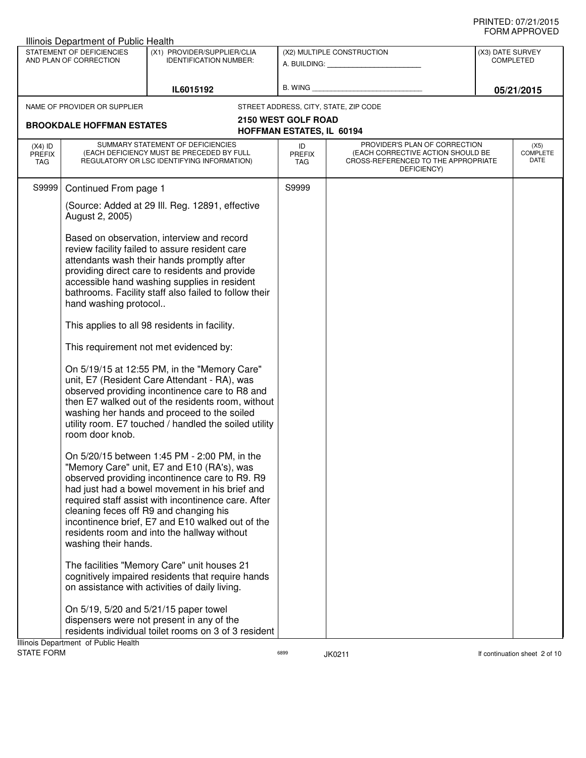Illinois Department of Public Health

| STATEMENT OF DEFICIENCIES AND PLAN OF CORRECTION | (X1) PROVIDER/SUPPLIER/CLIA IDENTIFICATION NUMBER: | (X2) MULTIPLE CONSTRUCTION | (X3) DATE SURVEY COMPLETED |
|---|---|---|---|
| | IL6015192 | A. BUILDING: ______ B. WING ______ | 05/21/2015 |

NAME OF PROVIDER OR SUPPLIER: **BROOKDALE HOFFMAN ESTATES**

STREET ADDRESS, CITY, STATE, ZIP CODE: **2150 WEST GOLF ROAD, HOFFMAN ESTATES, IL 60194**

| (X4) ID PREFIX TAG | SUMMARY STATEMENT OF DEFICIENCIES (EACH DEFICIENCY MUST BE PRECEDED BY FULL REGULATORY OR LSC IDENTIFYING INFORMATION) | ID PREFIX TAG | PROVIDER'S PLAN OF CORRECTION (EACH CORRECTIVE ACTION SHOULD BE CROSS-REFERENCED TO THE APPROPRIATE DEFICIENCY) | (X5) COMPLETE DATE |
|---|---|---|---|---|
| S9999 | Continued From page 1 | S9999 | | |

(Source: Added at 29 Ill. Reg. 12891, effective August 2, 2005)

Based on observation, interview and record review facility failed to assure resident care attendants wash their hands promptly after providing direct care to residents and provide accessible hand washing supplies in resident bathrooms. Facility staff also failed to follow their hand washing protocol..

This applies to all 98 residents in facility.

This requirement not met evidenced by:

On 5/19/15 at 12:55 PM, in the "Memory Care" unit, E7 (Resident Care Attendant - RA), was observed providing incontinence care to R8 and then E7 walked out of the residents room, without washing her hands and proceed to the soiled utility room. E7 touched / handled the soiled utility room door knob.

On 5/20/15 between 1:45 PM - 2:00 PM, in the "Memory Care" unit, E7 and E10 (RA's), was observed providing incontinence care to R9. R9 had just had a bowel movement in his brief and required staff assist with incontinence care. After cleaning feces off R9 and changing his incontinence brief, E7 and E10 walked out of the residents room and into the hallway without washing their hands.

The facilities "Memory Care" unit houses 21 cognitively impaired residents that require hands on assistance with activities of daily living.

On 5/19, 5/20 and 5/21/15 paper towel dispensers were not present in any of the residents individual toilet rooms on 3 of 3 resident

Illinois Department of Public Health
STATE FORM 6899 JK0211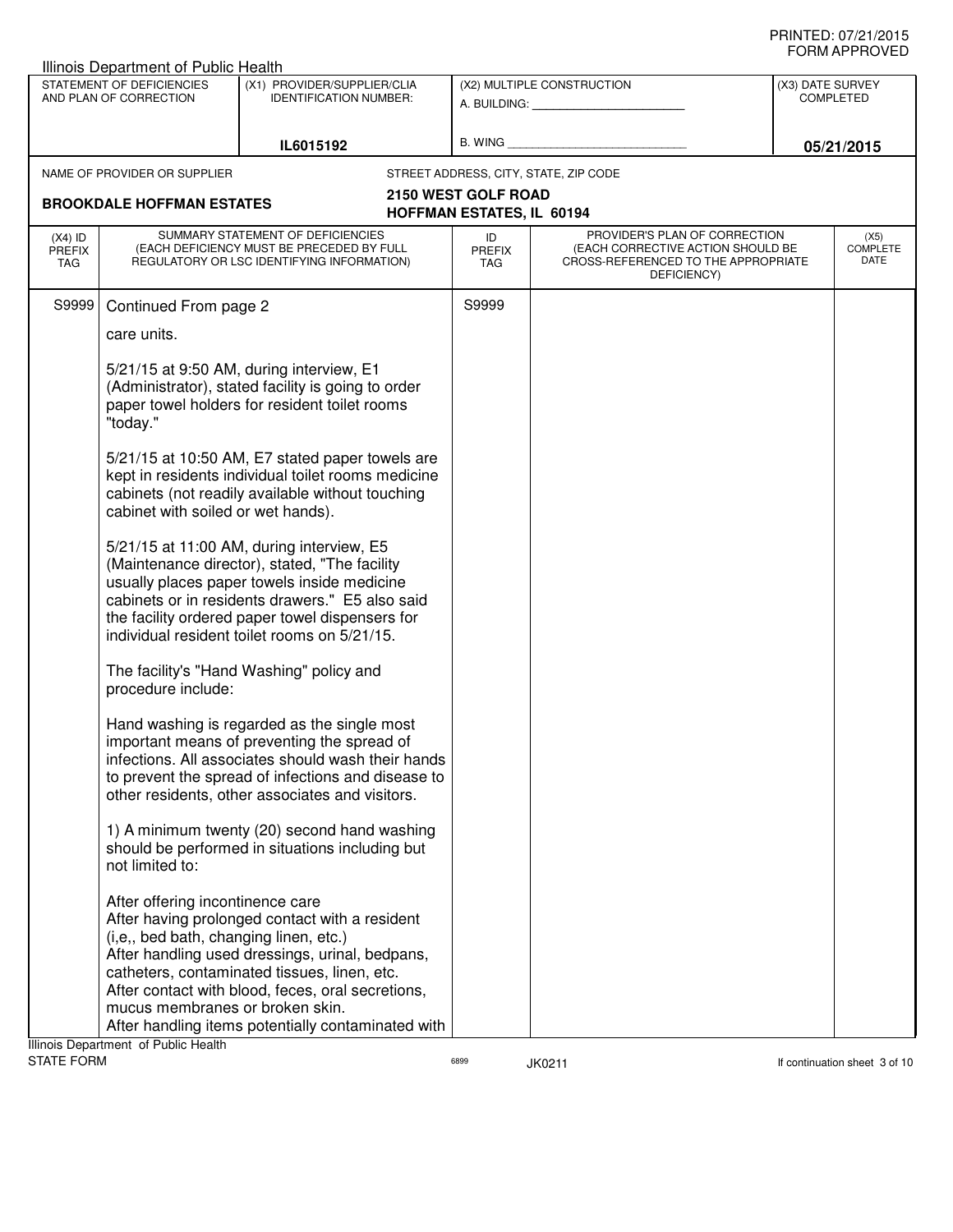PRINTED: 07/21/2015
FORM APPROVED

Illinois Department of Public Health

| STATEMENT OF DEFICIENCIES AND PLAN OF CORRECTION | (X1) PROVIDER/SUPPLIER/CLIA IDENTIFICATION NUMBER: | (X2) MULTIPLE CONSTRUCTION | (X3) DATE SURVEY COMPLETED |
|---|---|---|---|
| | IL6015192 | A. BUILDING: ______ B. WING ______ | 05/21/2015 |

NAME OF PROVIDER OR SUPPLIER: **BROOKDALE HOFFMAN ESTATES**

STREET ADDRESS, CITY, STATE, ZIP CODE: **2150 WEST GOLF ROAD, HOFFMAN ESTATES, IL 60194**

| (X4) ID PREFIX TAG | SUMMARY STATEMENT OF DEFICIENCIES (EACH DEFICIENCY MUST BE PRECEDED BY FULL REGULATORY OR LSC IDENTIFYING INFORMATION) | ID PREFIX TAG | PROVIDER'S PLAN OF CORRECTION (EACH CORRECTIVE ACTION SHOULD BE CROSS-REFERENCED TO THE APPROPRIATE DEFICIENCY) | (X5) COMPLETE DATE |
|---|---|---|---|---|
| S9999 | Continued From page 2 | S9999 | | |

care units.

5/21/15 at 9:50 AM, during interview, E1 (Administrator), stated facility is going to order paper towel holders for resident toilet rooms "today."

5/21/15 at 10:50 AM, E7 stated paper towels are kept in residents individual toilet rooms medicine cabinets (not readily available without touching cabinet with soiled or wet hands).

5/21/15 at 11:00 AM, during interview, E5 (Maintenance director), stated, "The facility usually places paper towels inside medicine cabinets or in residents drawers." E5 also said the facility ordered paper towel dispensers for individual resident toilet rooms on 5/21/15.

The facility's "Hand Washing" policy and procedure include:

Hand washing is regarded as the single most important means of preventing the spread of infections. All associates should wash their hands to prevent the spread of infections and disease to other residents, other associates and visitors.

1) A minimum twenty (20) second hand washing should be performed in situations including but not limited to:

After offering incontinence care
After having prolonged contact with a resident (i,e,, bed bath, changing linen, etc.)
After handling used dressings, urinal, bedpans, catheters, contaminated tissues, linen, etc.
After contact with blood, feces, oral secretions, mucus membranes or broken skin.
After handling items potentially contaminated with

Illinois Department of Public Health
STATE FORM 6899 JK0211 If continuation sheet 3 of 10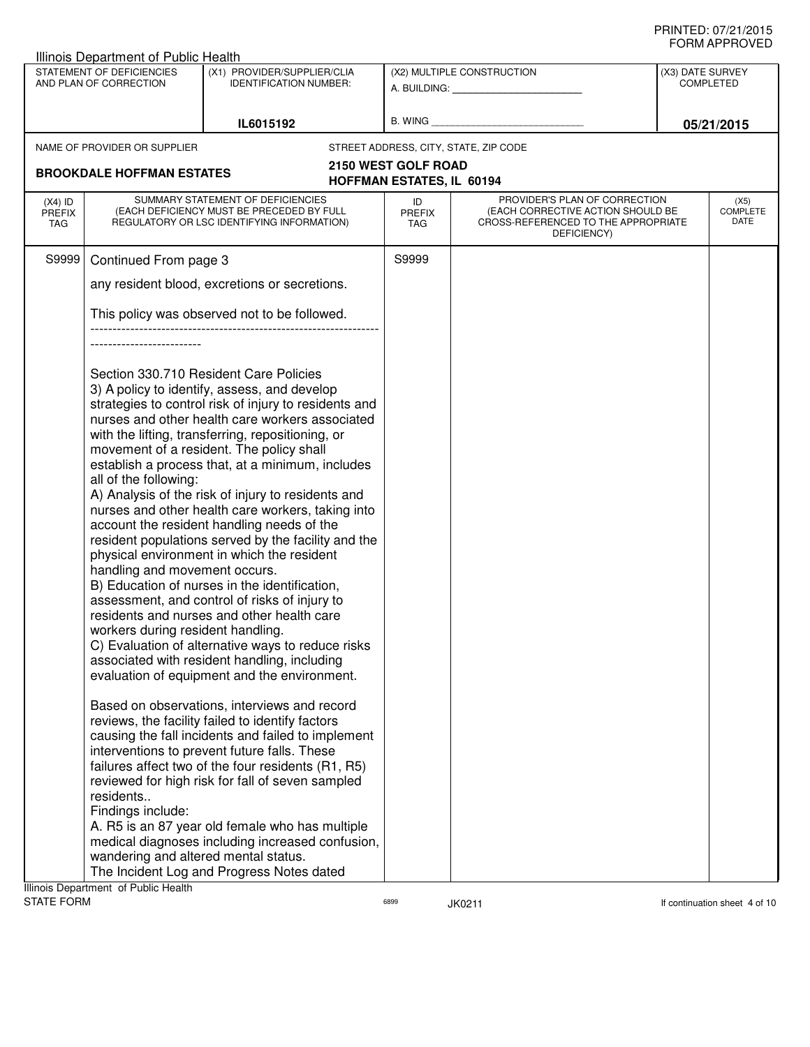Illinois Department of Public Health

| STATEMENT OF DEFICIENCIES AND PLAN OF CORRECTION | (X1) PROVIDER/SUPPLIER/CLIA IDENTIFICATION NUMBER: | (X2) MULTIPLE CONSTRUCTION | (X3) DATE SURVEY COMPLETED |
|---|---|---|---|
| | IL6015192 | A. BUILDING: ______ B. WING ______ | 05/21/2015 |

NAME OF PROVIDER OR SUPPLIER: **BROOKDALE HOFFMAN ESTATES**

STREET ADDRESS, CITY, STATE, ZIP CODE: **2150 WEST GOLF ROAD, HOFFMAN ESTATES, IL 60194**

| (X4) ID PREFIX TAG | SUMMARY STATEMENT OF DEFICIENCIES (EACH DEFICIENCY MUST BE PRECEDED BY FULL REGULATORY OR LSC IDENTIFYING INFORMATION) | ID PREFIX TAG | PROVIDER'S PLAN OF CORRECTION (EACH CORRECTIVE ACTION SHOULD BE CROSS-REFERENCED TO THE APPROPRIATE DEFICIENCY) | (X5) COMPLETE DATE |
|---|---|---|---|---|
| S9999 | Continued From page 3 | S9999 | | |

any resident blood, excretions or secretions.

This policy was observed not to be followed.

-----------------------------------------------------------------
------------------------

Section 330.710 Resident Care Policies
3) A policy to identify, assess, and develop strategies to control risk of injury to residents and nurses and other health care workers associated with the lifting, transferring, repositioning, or movement of a resident. The policy shall establish a process that, at a minimum, includes all of the following:
A) Analysis of the risk of injury to residents and nurses and other health care workers, taking into account the resident handling needs of the resident populations served by the facility and the physical environment in which the resident handling and movement occurs.
B) Education of nurses in the identification, assessment, and control of risks of injury to residents and nurses and other health care workers during resident handling.
C) Evaluation of alternative ways to reduce risks associated with resident handling, including evaluation of equipment and the environment.

Based on observations, interviews and record reviews, the facility failed to identify factors causing the fall incidents and failed to implement interventions to prevent future falls. These failures affect two of the four residents (R1, R5) reviewed for high risk for fall of seven sampled residents..
Findings include:
A. R5 is an 87 year old female who has multiple medical diagnoses including increased confusion, wandering and altered mental status.
The Incident Log and Progress Notes dated

Illinois Department of Public Health
STATE FORM 6899 JK0211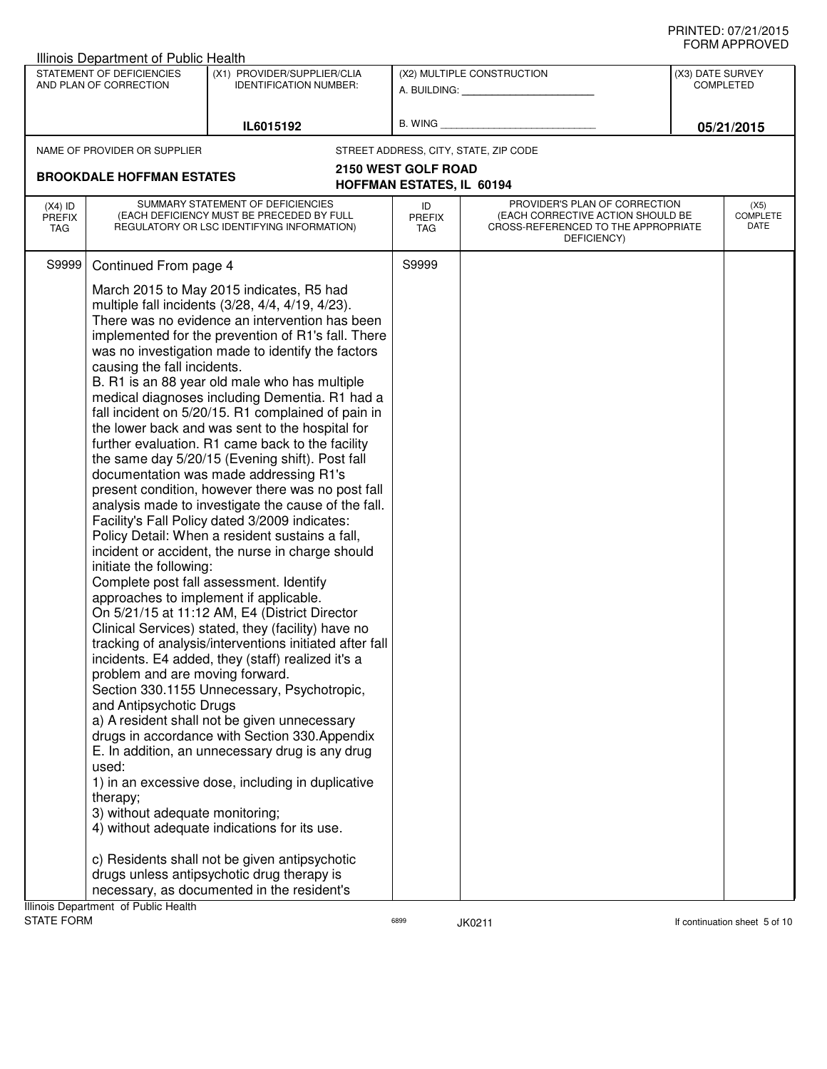Illinois Department of Public Health

| STATEMENT OF DEFICIENCIES AND PLAN OF CORRECTION | (X1) PROVIDER/SUPPLIER/CLIA IDENTIFICATION NUMBER: | (X2) MULTIPLE CONSTRUCTION | (X3) DATE SURVEY COMPLETED |
|---|---|---|---|
| | IL6015192 | A. BUILDING: ________ B. WING ________ | 05/21/2015 |

NAME OF PROVIDER OR SUPPLIER: **BROOKDALE HOFFMAN ESTATES**

STREET ADDRESS, CITY, STATE, ZIP CODE: **2150 WEST GOLF ROAD HOFFMAN ESTATES, IL 60194**

| (X4) ID PREFIX TAG | SUMMARY STATEMENT OF DEFICIENCIES (EACH DEFICIENCY MUST BE PRECEDED BY FULL REGULATORY OR LSC IDENTIFYING INFORMATION) | ID PREFIX TAG | PROVIDER'S PLAN OF CORRECTION (EACH CORRECTIVE ACTION SHOULD BE CROSS-REFERENCED TO THE APPROPRIATE DEFICIENCY) | (X5) COMPLETE DATE |
|---|---|---|---|---|
| S9999 | Continued From page 4 | S9999 | | |

March 2015 to May 2015 indicates, R5 had multiple fall incidents (3/28, 4/4, 4/19, 4/23). There was no evidence an intervention has been implemented for the prevention of R1's fall. There was no investigation made to identify the factors causing the fall incidents.

B. R1 is an 88 year old male who has multiple medical diagnoses including Dementia. R1 had a fall incident on 5/20/15. R1 complained of pain in the lower back and was sent to the hospital for further evaluation. R1 came back to the facility the same day 5/20/15 (Evening shift). Post fall documentation was made addressing R1's present condition, however there was no post fall analysis made to investigate the cause of the fall.

Facility's Fall Policy dated 3/2009 indicates:
Policy Detail: When a resident sustains a fall, incident or accident, the nurse in charge should initiate the following:
Complete post fall assessment. Identify approaches to implement if applicable.

On 5/21/15 at 11:12 AM, E4 (District Director Clinical Services) stated, they (facility) have no tracking of analysis/interventions initiated after fall incidents. E4 added, they (staff) realized it's a problem and are moving forward.

Section 330.1155 Unnecessary, Psychotropic, and Antipsychotic Drugs

a) A resident shall not be given unnecessary drugs in accordance with Section 330.Appendix E. In addition, an unnecessary drug is any drug used:

1) in an excessive dose, including in duplicative therapy;

3) without adequate monitoring;

4) without adequate indications for its use.

c) Residents shall not be given antipsychotic drugs unless antipsychotic drug therapy is necessary, as documented in the resident's

Illinois Department of Public Health
STATE FORM 6899 JK0211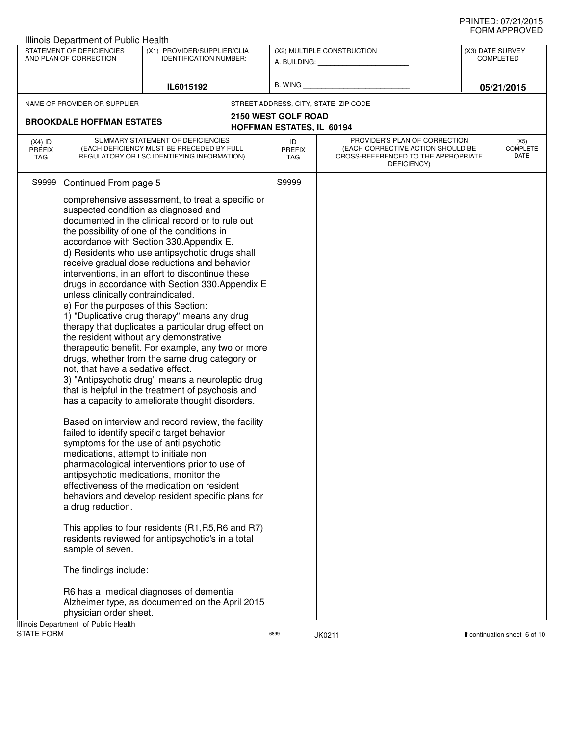PRINTED: 07/21/2015
FORM APPROVED

Illinois Department of Public Health

| STATEMENT OF DEFICIENCIES AND PLAN OF CORRECTION | (X1) PROVIDER/SUPPLIER/CLIA IDENTIFICATION NUMBER: | (X2) MULTIPLE CONSTRUCTION | (X3) DATE SURVEY COMPLETED |
|---|---|---|---|
| | IL6015192 | A. BUILDING: ______ B. WING ______ | 05/21/2015 |

NAME OF PROVIDER OR SUPPLIER: **BROOKDALE HOFFMAN ESTATES**

STREET ADDRESS, CITY, STATE, ZIP CODE: **2150 WEST GOLF ROAD, HOFFMAN ESTATES, IL 60194**

| (X4) ID PREFIX TAG | SUMMARY STATEMENT OF DEFICIENCIES (EACH DEFICIENCY MUST BE PRECEDED BY FULL REGULATORY OR LSC IDENTIFYING INFORMATION) | ID PREFIX TAG | PROVIDER'S PLAN OF CORRECTION (EACH CORRECTIVE ACTION SHOULD BE CROSS-REFERENCED TO THE APPROPRIATE DEFICIENCY) | (X5) COMPLETE DATE |
|---|---|---|---|---|
| S9999 | Continued From page 5 | S9999 | | |

comprehensive assessment, to treat a specific or suspected condition as diagnosed and documented in the clinical record or to rule out the possibility of one of the conditions in accordance with Section 330.Appendix E.

d) Residents who use antipsychotic drugs shall receive gradual dose reductions and behavior interventions, in an effort to discontinue these drugs in accordance with Section 330.Appendix E unless clinically contraindicated.

e) For the purposes of this Section:

1) "Duplicative drug therapy" means any drug therapy that duplicates a particular drug effect on the resident without any demonstrative therapeutic benefit. For example, any two or more drugs, whether from the same drug category or not, that have a sedative effect.

3) "Antipsychotic drug" means a neuroleptic drug that is helpful in the treatment of psychosis and has a capacity to ameliorate thought disorders.

Based on interview and record review, the facility failed to identify specific target behavior symptoms for the use of anti psychotic medications, attempt to initiate non pharmacological interventions prior to use of antipsychotic medications, monitor the effectiveness of the medication on resident behaviors and develop resident specific plans for a drug reduction.

This applies to four residents (R1,R5,R6 and R7) residents reviewed for antipsychotic's in a total sample of seven.

The findings include:

R6 has a medical diagnoses of dementia Alzheimer type, as documented on the April 2015 physician order sheet.

Illinois Department of Public Health
STATE FORM 6899 JK0211 If continuation sheet 6 of 10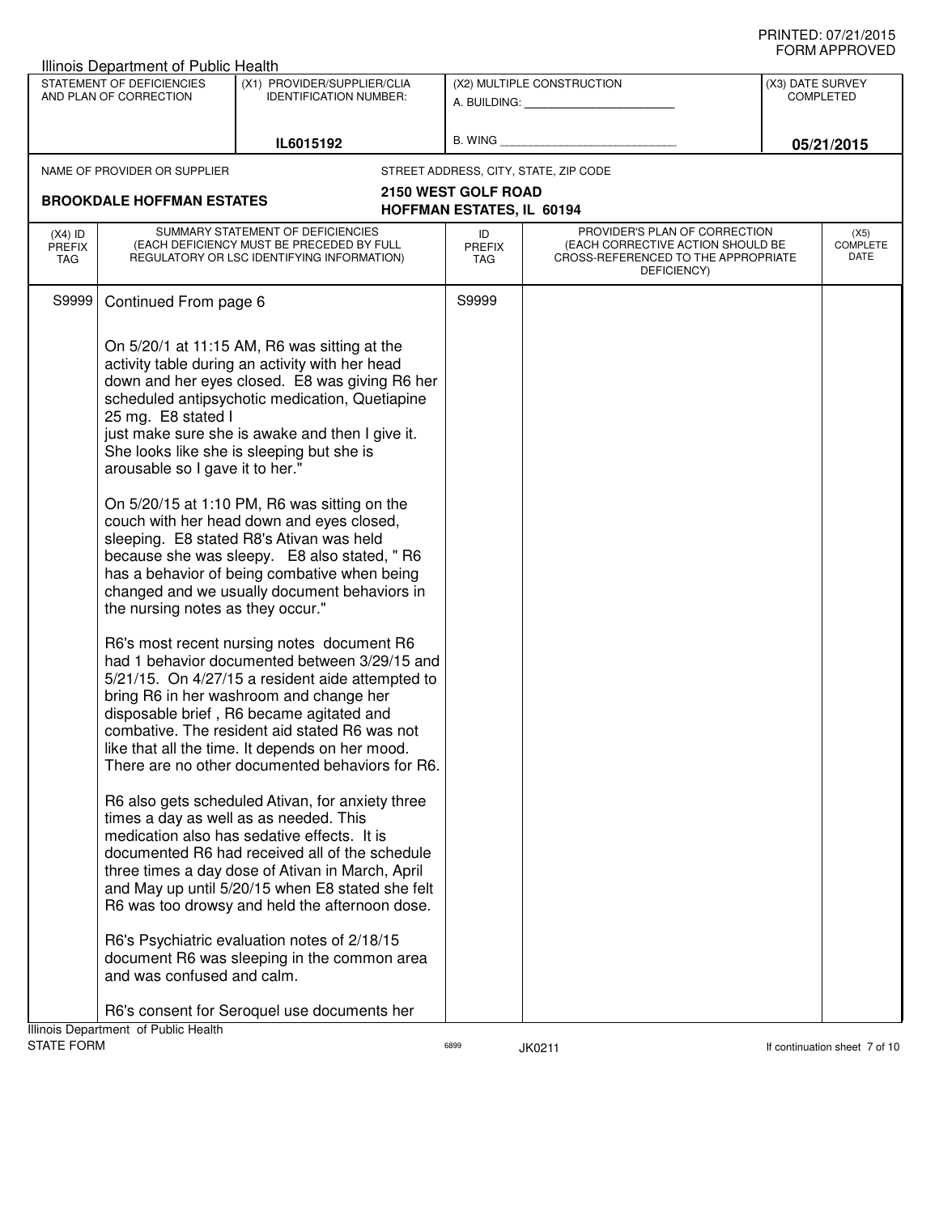Illinois Department of Public Health

| STATEMENT OF DEFICIENCIES AND PLAN OF CORRECTION | (X1) PROVIDER/SUPPLIER/CLIA IDENTIFICATION NUMBER: | (X2) MULTIPLE CONSTRUCTION | (X3) DATE SURVEY COMPLETED |
|---|---|---|---|
| | IL6015192 | A. BUILDING: ___ B. WING ___ | 05/21/2015 |

NAME OF PROVIDER OR SUPPLIER: **BROOKDALE HOFFMAN ESTATES**

STREET ADDRESS, CITY, STATE, ZIP CODE: **2150 WEST GOLF ROAD, HOFFMAN ESTATES, IL 60194**

| (X4) ID PREFIX TAG | SUMMARY STATEMENT OF DEFICIENCIES (EACH DEFICIENCY MUST BE PRECEDED BY FULL REGULATORY OR LSC IDENTIFYING INFORMATION) | ID PREFIX TAG | PROVIDER'S PLAN OF CORRECTION (EACH CORRECTIVE ACTION SHOULD BE CROSS-REFERENCED TO THE APPROPRIATE DEFICIENCY) | (X5) COMPLETE DATE |
|---|---|---|---|---|
| S9999 | Continued From page 6 | S9999 | | |

On 5/20/1 at 11:15 AM, R6 was sitting at the activity table during an activity with her head down and her eyes closed. E8 was giving R6 her scheduled antipsychotic medication, Quetiapine 25 mg. E8 stated I
just make sure she is awake and then I give it. She looks like she is sleeping but she is arousable so I gave it to her."

On 5/20/15 at 1:10 PM, R6 was sitting on the couch with her head down and eyes closed, sleeping. E8 stated R8's Ativan was held because she was sleepy. E8 also stated, " R6 has a behavior of being combative when being changed and we usually document behaviors in the nursing notes as they occur."

R6's most recent nursing notes document R6 had 1 behavior documented between 3/29/15 and 5/21/15. On 4/27/15 a resident aide attempted to bring R6 in her washroom and change her disposable brief , R6 became agitated and combative. The resident aid stated R6 was not like that all the time. It depends on her mood. There are no other documented behaviors for R6.

R6 also gets scheduled Ativan, for anxiety three times a day as well as as needed. This medication also has sedative effects. It is documented R6 had received all of the schedule three times a day dose of Ativan in March, April and May up until 5/20/15 when E8 stated she felt R6 was too drowsy and held the afternoon dose.

R6's Psychiatric evaluation notes of 2/18/15 document R6 was sleeping in the common area and was confused and calm.

R6's consent for Seroquel use documents her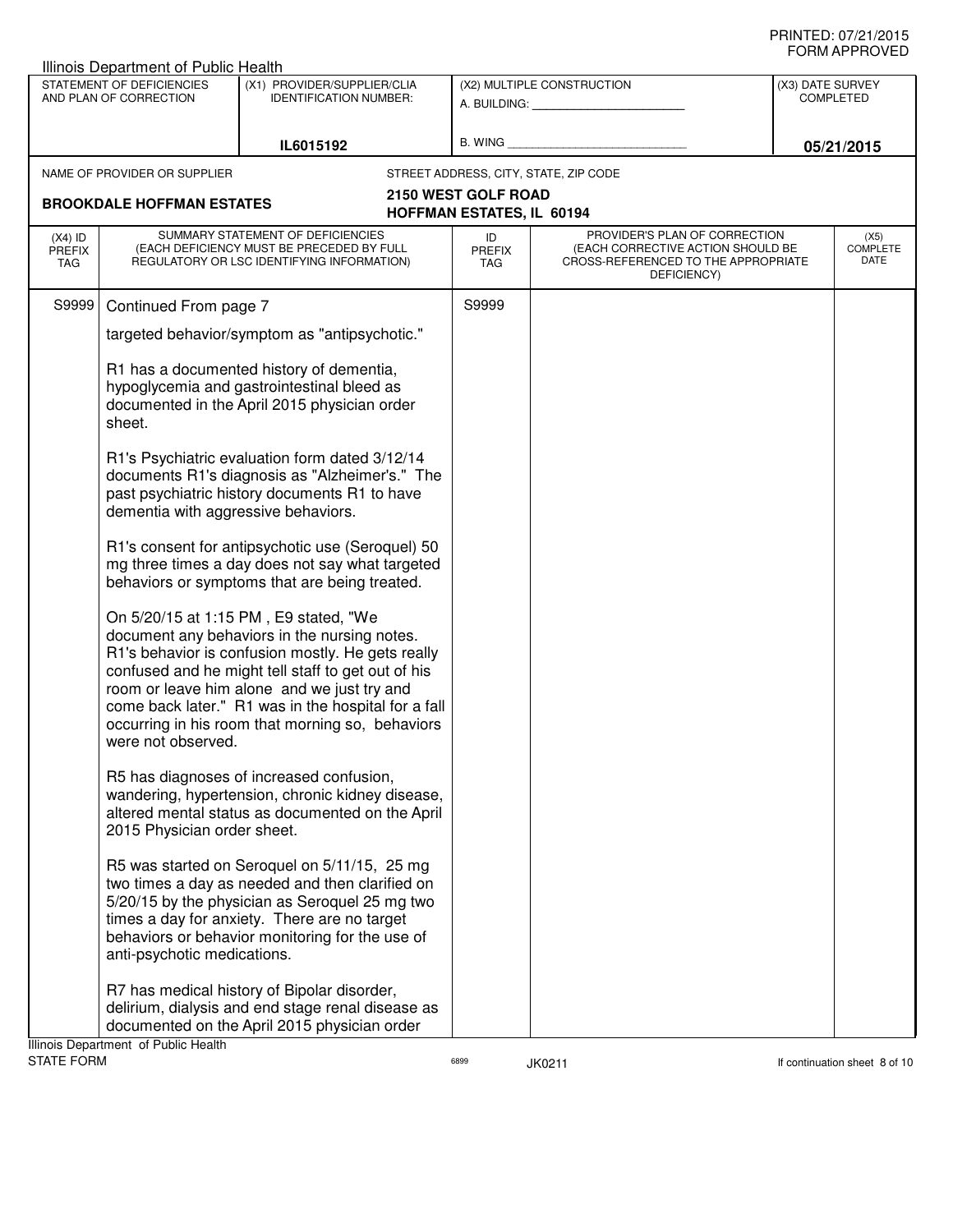Illinois Department of Public Health

| STATEMENT OF DEFICIENCIES AND PLAN OF CORRECTION | (X1) PROVIDER/SUPPLIER/CLIA IDENTIFICATION NUMBER: | (X2) MULTIPLE CONSTRUCTION | (X3) DATE SURVEY COMPLETED |
|---|---|---|---|
| | IL6015192 | A. BUILDING: ______ B. WING ______ | 05/21/2015 |

NAME OF PROVIDER OR SUPPLIER: **BROOKDALE HOFFMAN ESTATES**

STREET ADDRESS, CITY, STATE, ZIP CODE: **2150 WEST GOLF ROAD, HOFFMAN ESTATES, IL 60194**

| (X4) ID PREFIX TAG | SUMMARY STATEMENT OF DEFICIENCIES (EACH DEFICIENCY MUST BE PRECEDED BY FULL REGULATORY OR LSC IDENTIFYING INFORMATION) | ID PREFIX TAG | PROVIDER'S PLAN OF CORRECTION (EACH CORRECTIVE ACTION SHOULD BE CROSS-REFERENCED TO THE APPROPRIATE DEFICIENCY) | (X5) COMPLETE DATE |
|---|---|---|---|---|
| S9999 | Continued From page 7 | S9999 | | |

targeted behavior/symptom as "antipsychotic."

R1 has a documented history of dementia, hypoglycemia and gastrointestinal bleed as documented in the April 2015 physician order sheet.

R1's Psychiatric evaluation form dated 3/12/14 documents R1's diagnosis as "Alzheimer's." The past psychiatric history documents R1 to have dementia with aggressive behaviors.

R1's consent for antipsychotic use (Seroquel) 50 mg three times a day does not say what targeted behaviors or symptoms that are being treated.

On 5/20/15 at 1:15 PM , E9 stated, "We document any behaviors in the nursing notes. R1's behavior is confusion mostly. He gets really confused and he might tell staff to get out of his room or leave him alone and we just try and come back later." R1 was in the hospital for a fall occurring in his room that morning so, behaviors were not observed.

R5 has diagnoses of increased confusion, wandering, hypertension, chronic kidney disease, altered mental status as documented on the April 2015 Physician order sheet.

R5 was started on Seroquel on 5/11/15, 25 mg two times a day as needed and then clarified on 5/20/15 by the physician as Seroquel 25 mg two times a day for anxiety. There are no target behaviors or behavior monitoring for the use of anti-psychotic medications.

R7 has medical history of Bipolar disorder, delirium, dialysis and end stage renal disease as documented on the April 2015 physician order

Illinois Department of Public Health
STATE FORM 6899 JK0211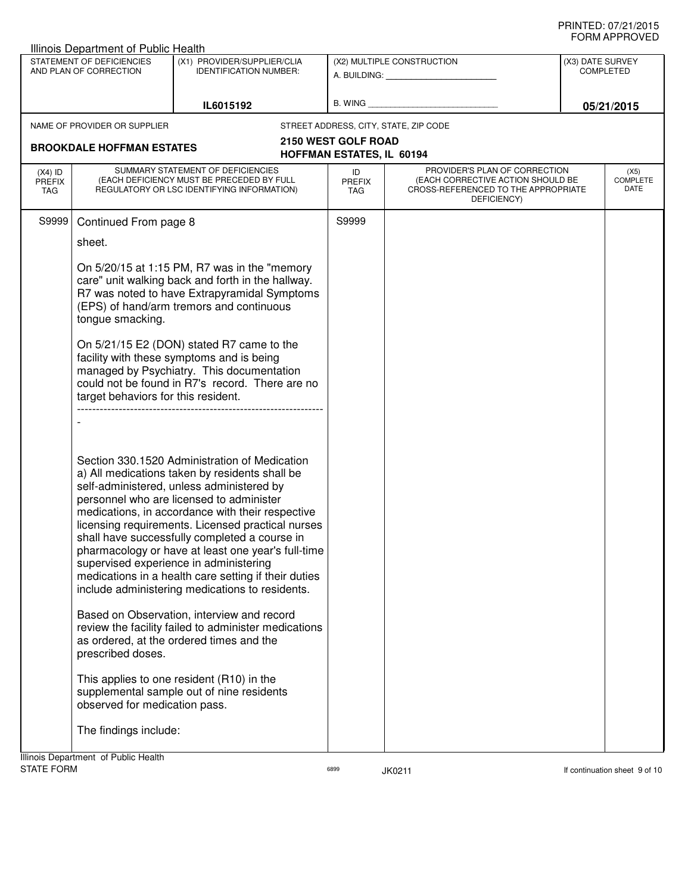Illinois Department of Public Health

| STATEMENT OF DEFICIENCIES AND PLAN OF CORRECTION | (X1) PROVIDER/SUPPLIER/CLIA IDENTIFICATION NUMBER: | (X2) MULTIPLE CONSTRUCTION | (X3) DATE SURVEY COMPLETED |
|---|---|---|---|
| | IL6015192 | A. BUILDING: ______ B. WING ______ | 05/21/2015 |

NAME OF PROVIDER OR SUPPLIER: **BROOKDALE HOFFMAN ESTATES**

STREET ADDRESS, CITY, STATE, ZIP CODE: **2150 WEST GOLF ROAD, HOFFMAN ESTATES, IL 60194**

| (X4) ID PREFIX TAG | SUMMARY STATEMENT OF DEFICIENCIES (EACH DEFICIENCY MUST BE PRECEDED BY FULL REGULATORY OR LSC IDENTIFYING INFORMATION) | ID PREFIX TAG | PROVIDER'S PLAN OF CORRECTION (EACH CORRECTIVE ACTION SHOULD BE CROSS-REFERENCED TO THE APPROPRIATE DEFICIENCY) | (X5) COMPLETE DATE |
|---|---|---|---|---|
| S9999 | Continued From page 8 | S9999 | | |

sheet.

On 5/20/15 at 1:15 PM, R7 was in the "memory care" unit walking back and forth in the hallway. R7 was noted to have Extrapyramidal Symptoms (EPS) of hand/arm tremors and continuous tongue smacking.

On 5/21/15 E2 (DON) stated R7 came to the facility with these symptoms and is being managed by Psychiatry. This documentation could not be found in R7's record. There are no target behaviors for this resident.

----------------------------------------------------------------
-

Section 330.1520 Administration of Medication
a) All medications taken by residents shall be self-administered, unless administered by personnel who are licensed to administer medications, in accordance with their respective licensing requirements. Licensed practical nurses shall have successfully completed a course in pharmacology or have at least one year's full-time supervised experience in administering medications in a health care setting if their duties include administering medications to residents.

Based on Observation, interview and record review the facility failed to administer medications as ordered, at the ordered times and the prescribed doses.

This applies to one resident (R10) in the supplemental sample out of nine residents observed for medication pass.

The findings include: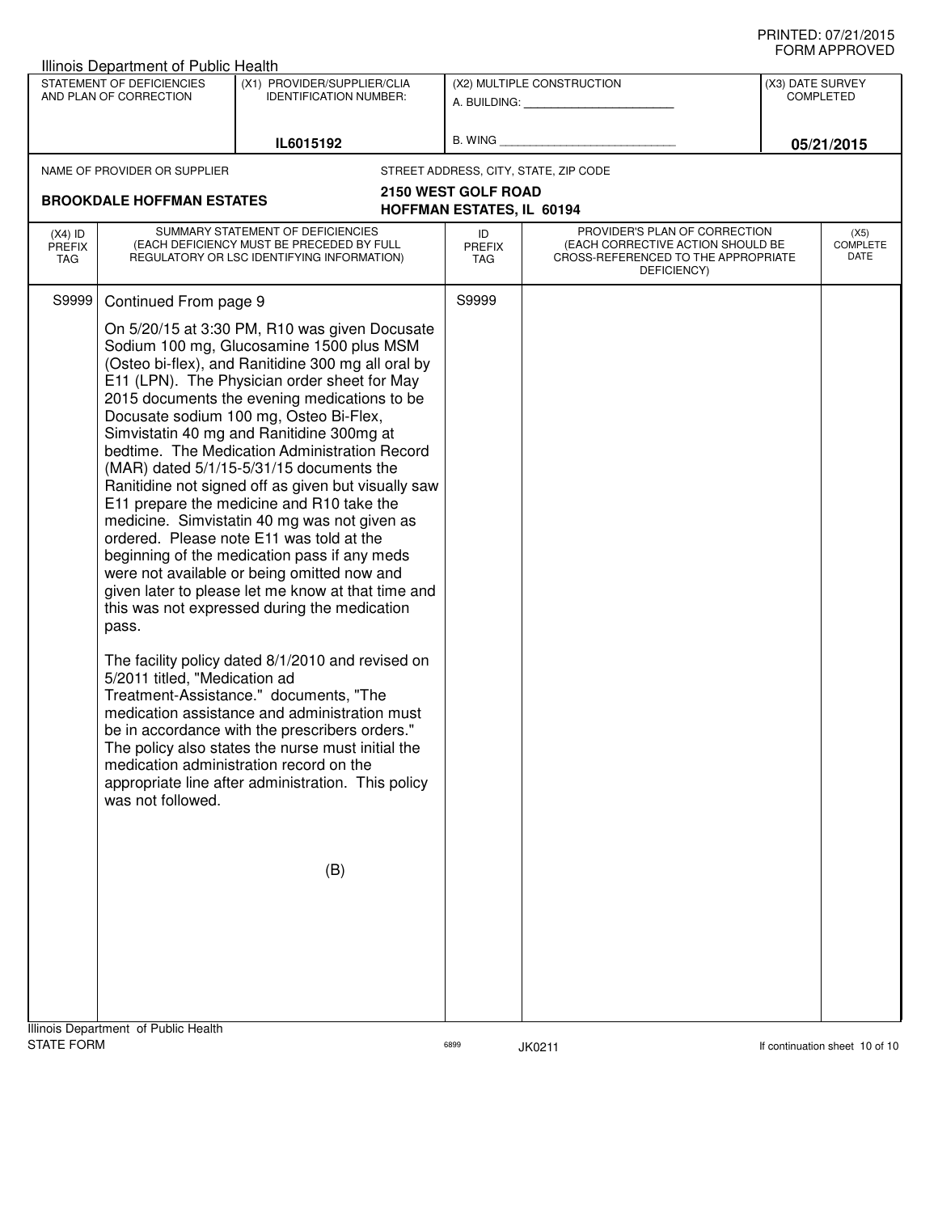PRINTED: 07/21/2015
FORM APPROVED

Illinois Department of Public Health

| STATEMENT OF DEFICIENCIES AND PLAN OF CORRECTION | (X1) PROVIDER/SUPPLIER/CLIA IDENTIFICATION NUMBER: | (X2) MULTIPLE CONSTRUCTION | (X3) DATE SURVEY COMPLETED |
|---|---|---|---|
| | IL6015192 | A. BUILDING: ______ B. WING ______ | 05/21/2015 |

NAME OF PROVIDER OR SUPPLIER: **BROOKDALE HOFFMAN ESTATES**

STREET ADDRESS, CITY, STATE, ZIP CODE: **2150 WEST GOLF ROAD, HOFFMAN ESTATES, IL 60194**

| (X4) ID PREFIX TAG | SUMMARY STATEMENT OF DEFICIENCIES (EACH DEFICIENCY MUST BE PRECEDED BY FULL REGULATORY OR LSC IDENTIFYING INFORMATION) | ID PREFIX TAG | PROVIDER'S PLAN OF CORRECTION (EACH CORRECTIVE ACTION SHOULD BE CROSS-REFERENCED TO THE APPROPRIATE DEFICIENCY) | (X5) COMPLETE DATE |
|---|---|---|---|---|
| S9999 | Continued From page 9 | S9999 | | |

On 5/20/15 at 3:30 PM, R10 was given Docusate Sodium 100 mg, Glucosamine 1500 plus MSM (Osteo bi-flex), and Ranitidine 300 mg all oral by E11 (LPN). The Physician order sheet for May 2015 documents the evening medications to be Docusate sodium 100 mg, Osteo Bi-Flex, Simvistatin 40 mg and Ranitidine 300mg at bedtime. The Medication Administration Record (MAR) dated 5/1/15-5/31/15 documents the Ranitidine not signed off as given but visually saw E11 prepare the medicine and R10 take the medicine. Simvistatin 40 mg was not given as ordered. Please note E11 was told at the beginning of the medication pass if any meds were not available or being omitted now and given later to please let me know at that time and this was not expressed during the medication pass.

The facility policy dated 8/1/2010 and revised on 5/2011 titled, "Medication ad Treatment-Assistance." documents, "The medication assistance and administration must be in accordance with the prescribers orders." The policy also states the nurse must initial the medication administration record on the appropriate line after administration. This policy was not followed.

(B)

Illinois Department of Public Health
STATE FORM 6899 JK0211 If continuation sheet 10 of 10